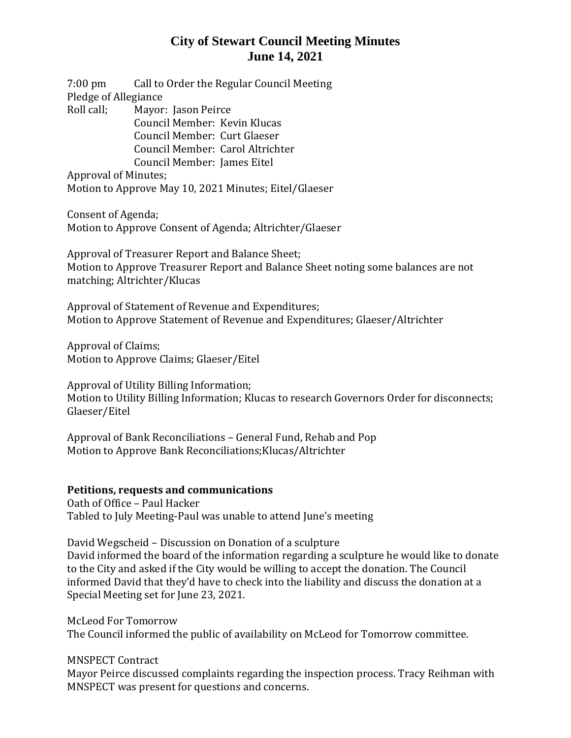# City of Stewart Council Meeting Minutes
# June 14, 2021

7:00 pm Call to Order the Regular Council Meeting
Pledge of Allegiance
Roll call; Mayor: Jason Peirce
Council Member: Kevin Klucas
Council Member: Curt Glaeser
Council Member: Carol Altrichter
Council Member: James Eitel

Approval of Minutes;
Motion to Approve May 10, 2021 Minutes; Eitel/Glaeser

Consent of Agenda;
Motion to Approve Consent of Agenda; Altrichter/Glaeser

Approval of Treasurer Report and Balance Sheet;
Motion to Approve Treasurer Report and Balance Sheet noting some balances are not matching; Altrichter/Klucas

Approval of Statement of Revenue and Expenditures;
Motion to Approve Statement of Revenue and Expenditures; Glaeser/Altrichter

Approval of Claims;
Motion to Approve Claims; Glaeser/Eitel

Approval of Utility Billing Information;
Motion to Utility Billing Information; Klucas to research Governors Order for disconnects; Glaeser/Eitel

Approval of Bank Reconciliations – General Fund, Rehab and Pop
Motion to Approve Bank Reconciliations;Klucas/Altrichter

**Petitions, requests and communications**

Oath of Office – Paul Hacker
Tabled to July Meeting-Paul was unable to attend June's meeting

David Wegscheid – Discussion on Donation of a sculpture
David informed the board of the information regarding a sculpture he would like to donate to the City and asked if the City would be willing to accept the donation. The Council informed David that they'd have to check into the liability and discuss the donation at a Special Meeting set for June 23, 2021.

McLeod For Tomorrow
The Council informed the public of availability on McLeod for Tomorrow committee.

MNSPECT Contract
Mayor Peirce discussed complaints regarding the inspection process. Tracy Reihman with MNSPECT was present for questions and concerns.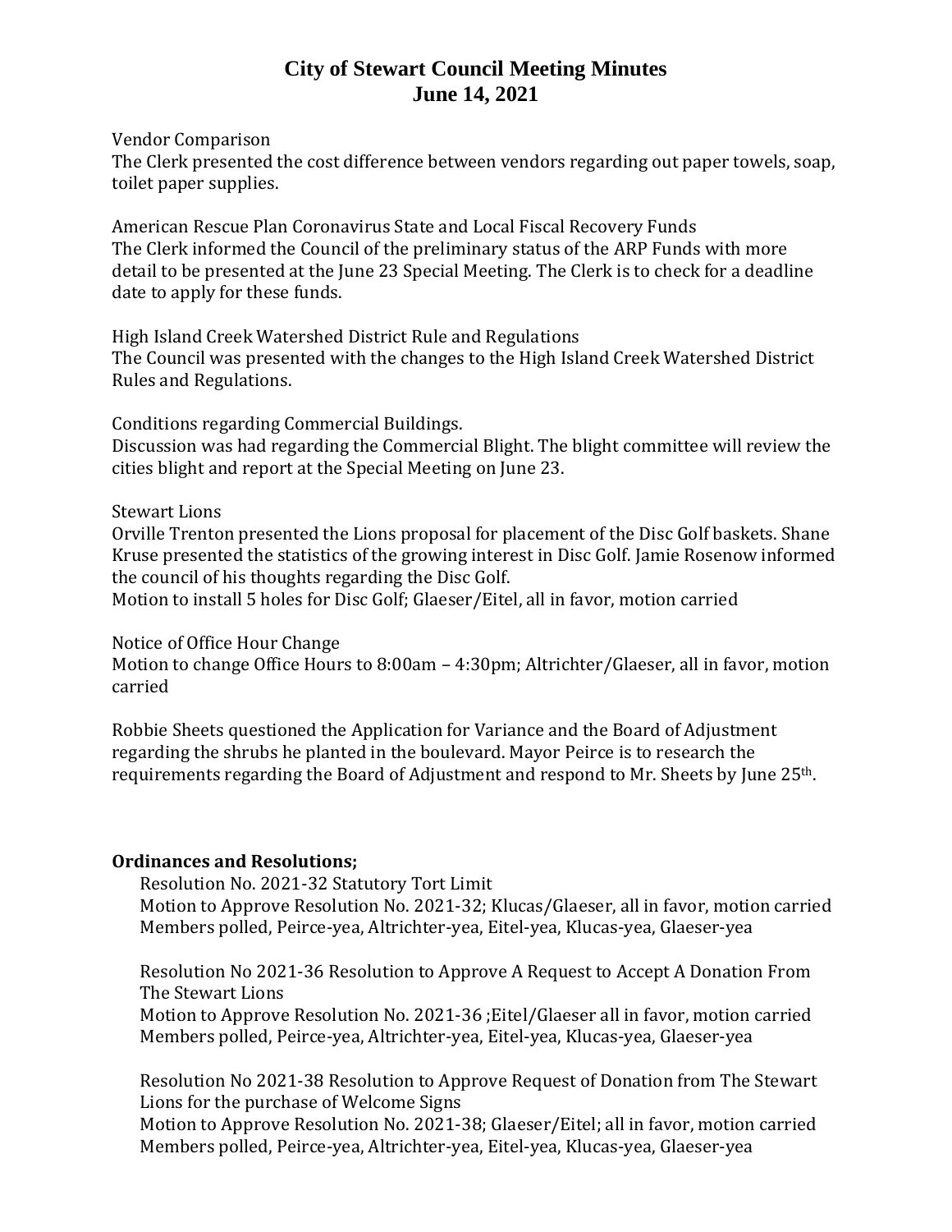# City of Stewart Council Meeting Minutes
## June 14, 2021

Vendor Comparison
The Clerk presented the cost difference between vendors regarding out paper towels, soap, toilet paper supplies.

American Rescue Plan Coronavirus State and Local Fiscal Recovery Funds
The Clerk informed the Council of the preliminary status of the ARP Funds with more detail to be presented at the June 23 Special Meeting. The Clerk is to check for a deadline date to apply for these funds.

High Island Creek Watershed District Rule and Regulations
The Council was presented with the changes to the High Island Creek Watershed District Rules and Regulations.

Conditions regarding Commercial Buildings.
Discussion was had regarding the Commercial Blight. The blight committee will review the cities blight and report at the Special Meeting on June 23.

Stewart Lions
Orville Trenton presented the Lions proposal for placement of the Disc Golf baskets. Shane Kruse presented the statistics of the growing interest in Disc Golf. Jamie Rosenow informed the council of his thoughts regarding the Disc Golf.
Motion to install 5 holes for Disc Golf; Glaeser/Eitel, all in favor, motion carried

Notice of Office Hour Change
Motion to change Office Hours to 8:00am – 4:30pm; Altrichter/Glaeser, all in favor, motion carried

Robbie Sheets questioned the Application for Variance and the Board of Adjustment regarding the shrubs he planted in the boulevard. Mayor Peirce is to research the requirements regarding the Board of Adjustment and respond to Mr. Sheets by June 25th.

**Ordinances and Resolutions;**

Resolution No. 2021-32 Statutory Tort Limit
Motion to Approve Resolution No. 2021-32; Klucas/Glaeser, all in favor, motion carried
Members polled, Peirce-yea, Altrichter-yea, Eitel-yea, Klucas-yea, Glaeser-yea

Resolution No 2021-36 Resolution to Approve A Request to Accept A Donation From The Stewart Lions
Motion to Approve Resolution No. 2021-36 ;Eitel/Glaeser all in favor, motion carried
Members polled, Peirce-yea, Altrichter-yea, Eitel-yea, Klucas-yea, Glaeser-yea

Resolution No 2021-38 Resolution to Approve Request of Donation from The Stewart Lions for the purchase of Welcome Signs
Motion to Approve Resolution No. 2021-38; Glaeser/Eitel; all in favor, motion carried
Members polled, Peirce-yea, Altrichter-yea, Eitel-yea, Klucas-yea, Glaeser-yea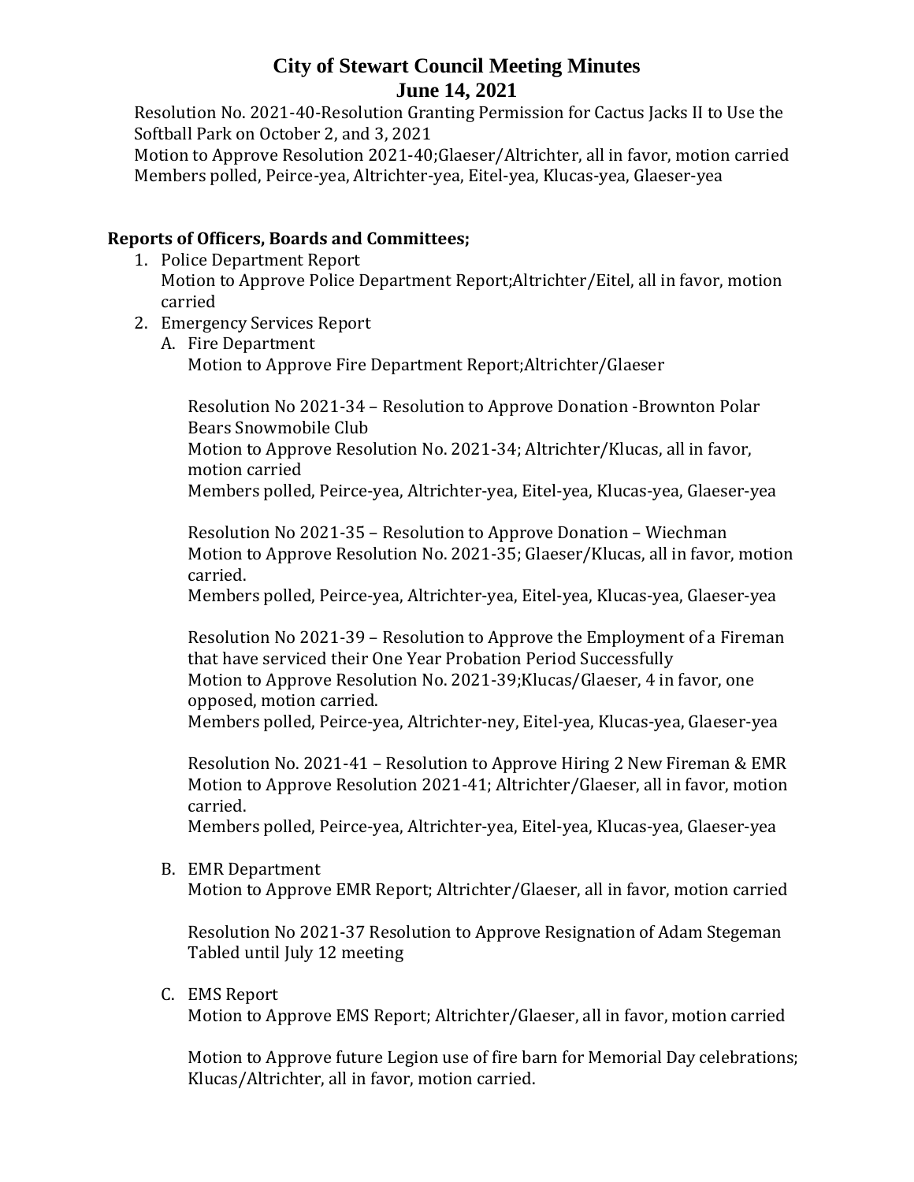# City of Stewart Council Meeting Minutes
# June 14, 2021

Resolution No. 2021-40-Resolution Granting Permission for Cactus Jacks II to Use the Softball Park on October 2, and 3, 2021
Motion to Approve Resolution 2021-40;Glaeser/Altrichter, all in favor, motion carried
Members polled, Peirce-yea, Altrichter-yea, Eitel-yea, Klucas-yea, Glaeser-yea

**Reports of Officers, Boards and Committees;**

1. Police Department Report
   Motion to Approve Police Department Report;Altrichter/Eitel, all in favor, motion carried
2. Emergency Services Report
   A. Fire Department
      Motion to Approve Fire Department Report;Altrichter/Glaeser

      Resolution No 2021-34 – Resolution to Approve Donation -Brownton Polar Bears Snowmobile Club
      Motion to Approve Resolution No. 2021-34; Altrichter/Klucas, all in favor, motion carried
      Members polled, Peirce-yea, Altrichter-yea, Eitel-yea, Klucas-yea, Glaeser-yea

      Resolution No 2021-35 – Resolution to Approve Donation – Wiechman
      Motion to Approve Resolution No. 2021-35; Glaeser/Klucas, all in favor, motion carried.
      Members polled, Peirce-yea, Altrichter-yea, Eitel-yea, Klucas-yea, Glaeser-yea

      Resolution No 2021-39 – Resolution to Approve the Employment of a Fireman that have serviced their One Year Probation Period Successfully
      Motion to Approve Resolution No. 2021-39;Klucas/Glaeser, 4 in favor, one opposed, motion carried.
      Members polled, Peirce-yea, Altrichter-ney, Eitel-yea, Klucas-yea, Glaeser-yea

      Resolution No. 2021-41 – Resolution to Approve Hiring 2 New Fireman & EMR
      Motion to Approve Resolution 2021-41; Altrichter/Glaeser, all in favor, motion carried.
      Members polled, Peirce-yea, Altrichter-yea, Eitel-yea, Klucas-yea, Glaeser-yea

   B. EMR Department
      Motion to Approve EMR Report; Altrichter/Glaeser, all in favor, motion carried

      Resolution No 2021-37 Resolution to Approve Resignation of Adam Stegeman
      Tabled until July 12 meeting

   C. EMS Report
      Motion to Approve EMS Report; Altrichter/Glaeser, all in favor, motion carried

      Motion to Approve future Legion use of fire barn for Memorial Day celebrations; Klucas/Altrichter, all in favor, motion carried.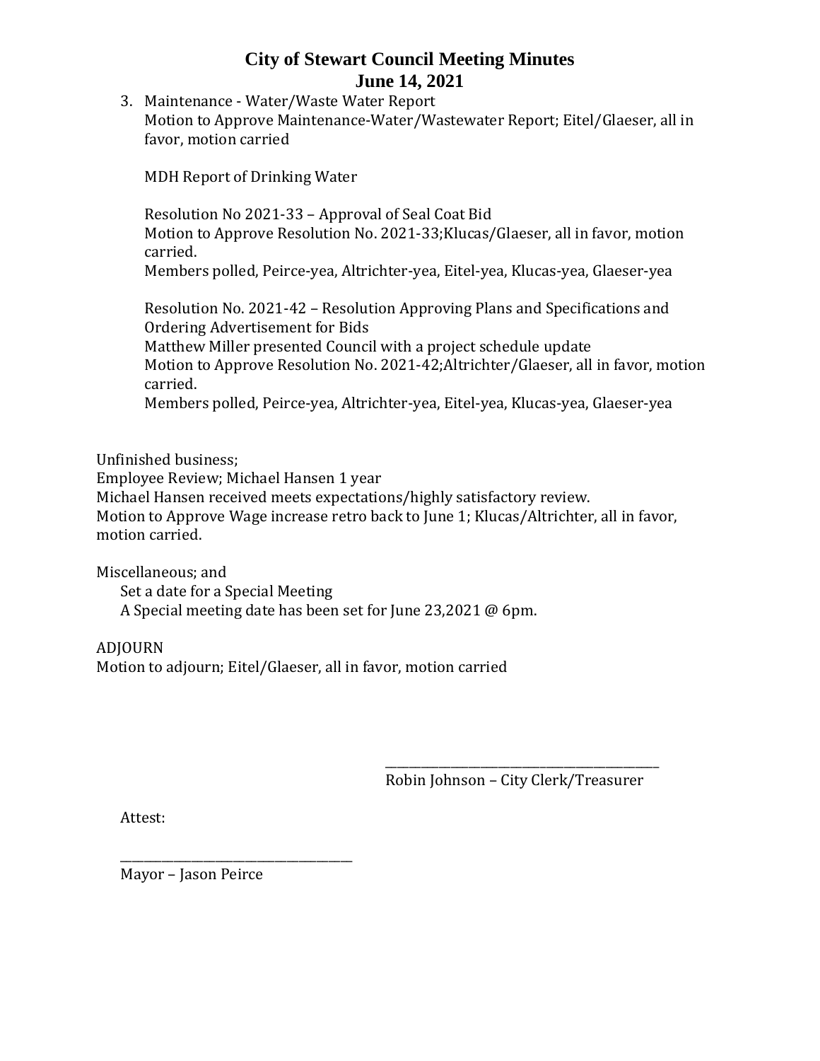# City of Stewart Council Meeting Minutes
## June 14, 2021

3. Maintenance - Water/Waste Water Report
   Motion to Approve Maintenance-Water/Wastewater Report; Eitel/Glaeser, all in favor, motion carried

   MDH Report of Drinking Water

   Resolution No 2021-33 – Approval of Seal Coat Bid
   Motion to Approve Resolution No. 2021-33;Klucas/Glaeser, all in favor, motion carried.
   Members polled, Peirce-yea, Altrichter-yea, Eitel-yea, Klucas-yea, Glaeser-yea

   Resolution No. 2021-42 – Resolution Approving Plans and Specifications and Ordering Advertisement for Bids
   Matthew Miller presented Council with a project schedule update
   Motion to Approve Resolution No. 2021-42;Altrichter/Glaeser, all in favor, motion carried.
   Members polled, Peirce-yea, Altrichter-yea, Eitel-yea, Klucas-yea, Glaeser-yea

Unfinished business;
Employee Review; Michael Hansen 1 year
Michael Hansen received meets expectations/highly satisfactory review.
Motion to Approve Wage increase retro back to June 1; Klucas/Altrichter, all in favor, motion carried.

Miscellaneous; and
Set a date for a Special Meeting
A Special meeting date has been set for June 23,2021 @ 6pm.

ADJOURN
Motion to adjourn; Eitel/Glaeser, all in favor, motion carried

_______________________________________
Robin Johnson – City Clerk/Treasurer

Attest:

_______________________________
Mayor – Jason Peirce